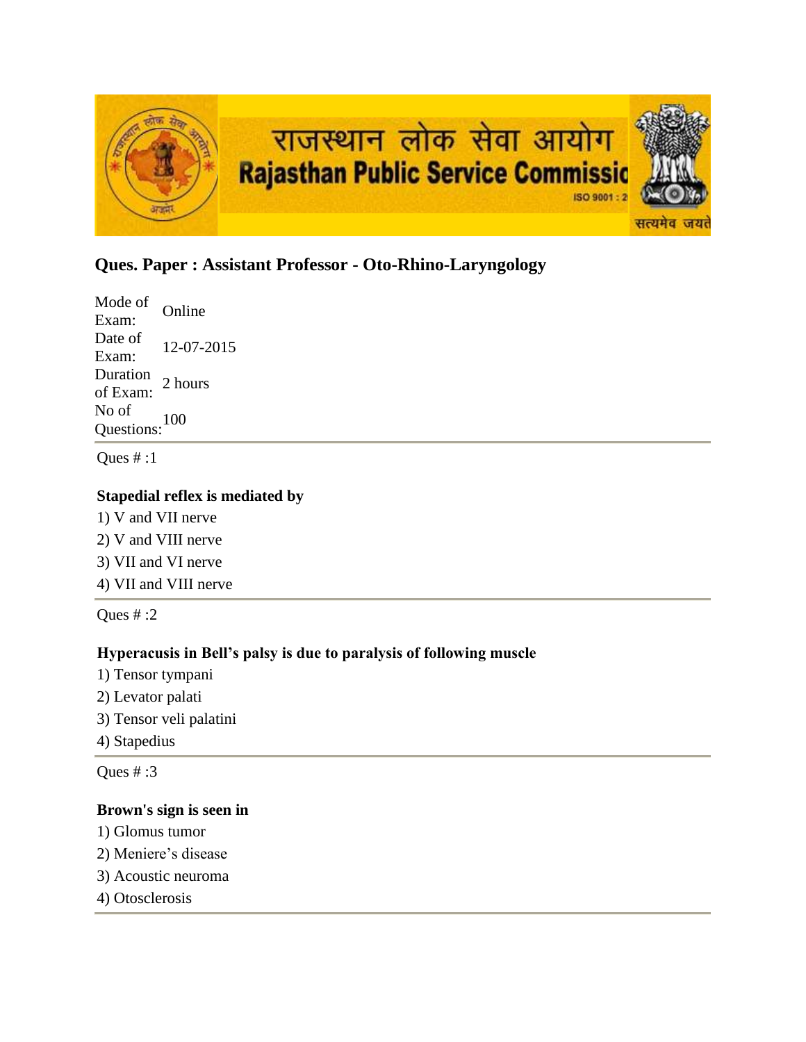राजस्थान लोक सेवा आयोग
Rajasthan Public Service Commission

## Ques. Paper : Assistant Professor - Oto-Rhino-Laryngology

| | |
|---|---|
| Mode of Exam: | Online |
| Date of Exam: | 12-07-2015 |
| Duration of Exam: | 2 hours |
| No of Questions: | 100 |

Ques # :1

**Stapedial reflex is mediated by**

1) V and VII nerve
2) V and VIII nerve
3) VII and VI nerve
4) VII and VIII nerve

Ques # :2

**Hyperacusis in Bell's palsy is due to paralysis of following muscle**

1) Tensor tympani
2) Levator palati
3) Tensor veli palatini
4) Stapedius

Ques # :3

**Brown's sign is seen in**

1) Glomus tumor
2) Meniere's disease
3) Acoustic neuroma
4) Otosclerosis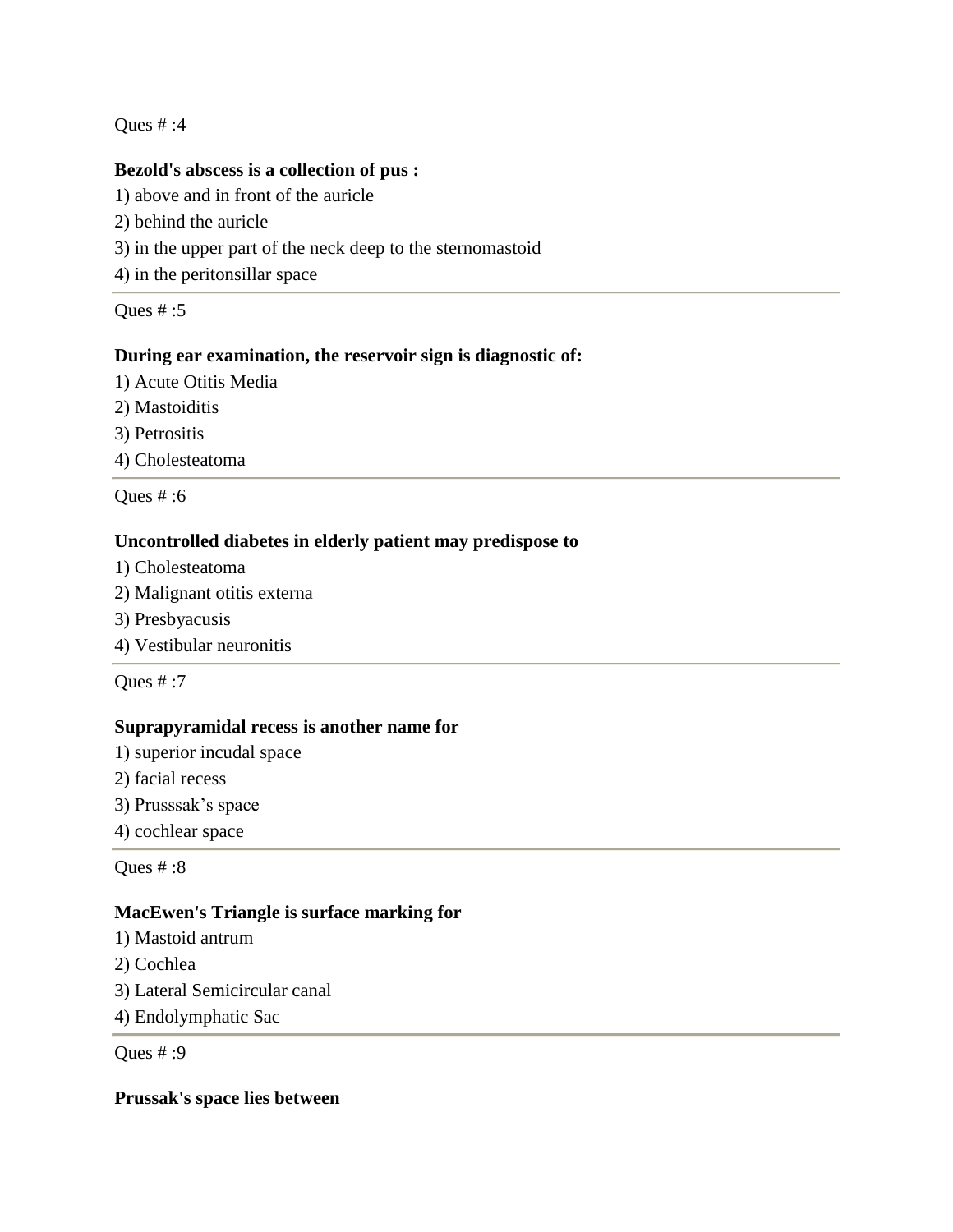Ques # :4

**Bezold's abscess is a collection of pus :**

1) above and in front of the auricle

2) behind the auricle

3) in the upper part of the neck deep to the sternomastoid

4) in the peritonsillar space

---

Ques # :5

**During ear examination, the reservoir sign is diagnostic of:**

1) Acute Otitis Media

2) Mastoiditis

3) Petrositis

4) Cholesteatoma

---

Ques # :6

**Uncontrolled diabetes in elderly patient may predispose to**

1) Cholesteatoma

2) Malignant otitis externa

3) Presbyacusis

4) Vestibular neuronitis

---

Ques # :7

**Suprapyramidal recess is another name for**

1) superior incudal space

2) facial recess

3) Prusssak's space

4) cochlear space

---

Ques # :8

**MacEwen's Triangle is surface marking for**

1) Mastoid antrum

2) Cochlea

3) Lateral Semicircular canal

4) Endolymphatic Sac

---

Ques # :9

**Prussak's space lies between**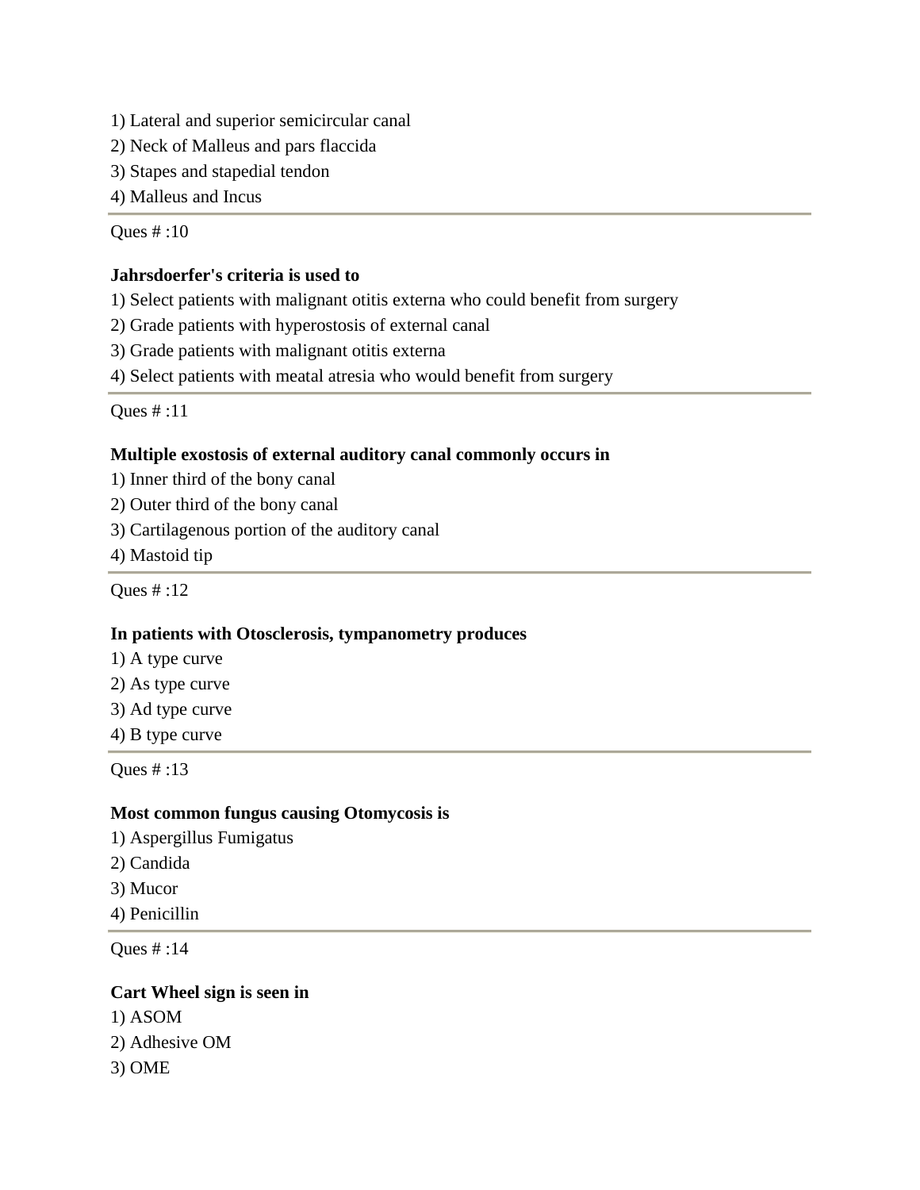1) Lateral and superior semicircular canal
2) Neck of Malleus and pars flaccida
3) Stapes and stapedial tendon
4) Malleus and Incus

---

Ques # :10

**Jahrsdoerfer's criteria is used to**

1) Select patients with malignant otitis externa who could benefit from surgery
2) Grade patients with hyperostosis of external canal
3) Grade patients with malignant otitis externa
4) Select patients with meatal atresia who would benefit from surgery

---

Ques # :11

**Multiple exostosis of external auditory canal commonly occurs in**

1) Inner third of the bony canal
2) Outer third of the bony canal
3) Cartilagenous portion of the auditory canal
4) Mastoid tip

---

Ques # :12

**In patients with Otosclerosis, tympanometry produces**

1) A type curve
2) As type curve
3) Ad type curve
4) B type curve

---

Ques # :13

**Most common fungus causing Otomycosis is**

1) Aspergillus Fumigatus
2) Candida
3) Mucor
4) Penicillin

---

Ques # :14

**Cart Wheel sign is seen in**

1) ASOM
2) Adhesive OM
3) OME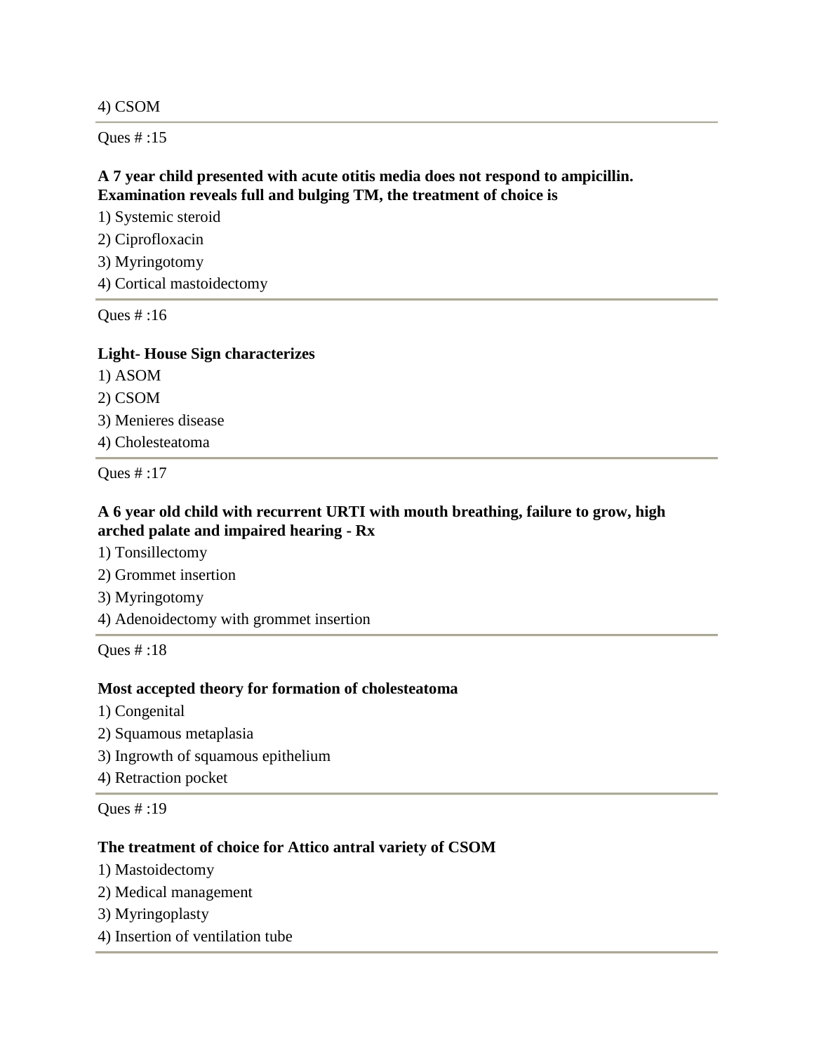4) CSOM

Ques # :15

**A 7 year child presented with acute otitis media does not respond to ampicillin. Examination reveals full and bulging TM, the treatment of choice is**

1) Systemic steroid
2) Ciprofloxacin
3) Myringotomy
4) Cortical mastoidectomy

Ques # :16

**Light- House Sign characterizes**

1) ASOM
2) CSOM
3) Menieres disease
4) Cholesteatoma

Ques # :17

**A 6 year old child with recurrent URTI with mouth breathing, failure to grow, high arched palate and impaired hearing - Rx**

1) Tonsillectomy
2) Grommet insertion
3) Myringotomy
4) Adenoidectomy with grommet insertion

Ques # :18

**Most accepted theory for formation of cholesteatoma**

1) Congenital
2) Squamous metaplasia
3) Ingrowth of squamous epithelium
4) Retraction pocket

Ques # :19

**The treatment of choice for Attico antral variety of CSOM**

1) Mastoidectomy
2) Medical management
3) Myringoplasty
4) Insertion of ventilation tube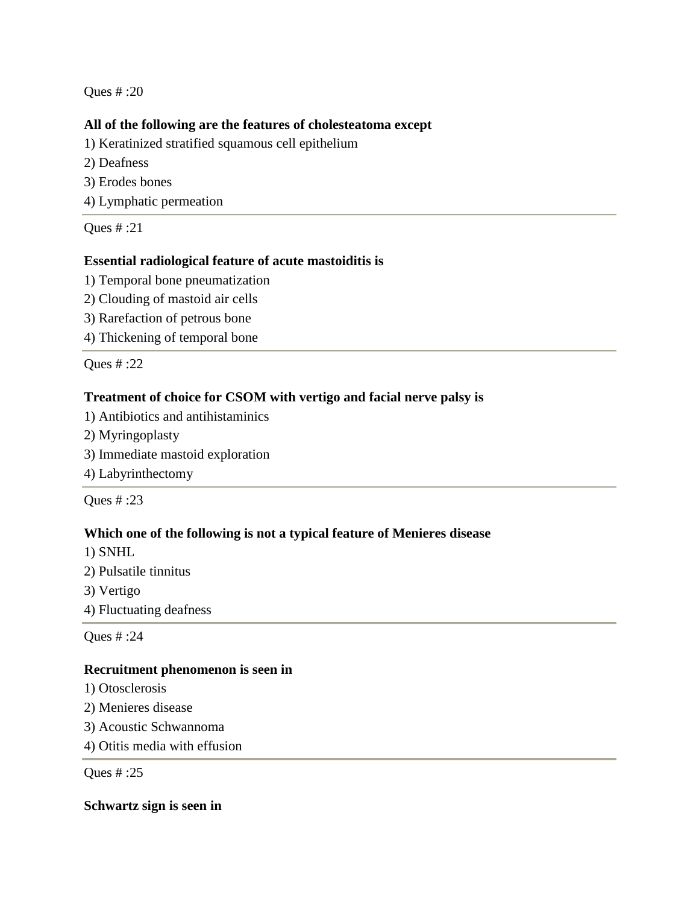Ques # :20

**All of the following are the features of cholesteatoma except**

1) Keratinized stratified squamous cell epithelium
2) Deafness
3) Erodes bones
4) Lymphatic permeation

---

Ques # :21

**Essential radiological feature of acute mastoiditis is**

1) Temporal bone pneumatization
2) Clouding of mastoid air cells
3) Rarefaction of petrous bone
4) Thickening of temporal bone

---

Ques # :22

**Treatment of choice for CSOM with vertigo and facial nerve palsy is**

1) Antibiotics and antihistaminics
2) Myringoplasty
3) Immediate mastoid exploration
4) Labyrinthectomy

---

Ques # :23

**Which one of the following is not a typical feature of Menieres disease**

1) SNHL
2) Pulsatile tinnitus
3) Vertigo
4) Fluctuating deafness

---

Ques # :24

**Recruitment phenomenon is seen in**

1) Otosclerosis
2) Menieres disease
3) Acoustic Schwannoma
4) Otitis media with effusion

---

Ques # :25

**Schwartz sign is seen in**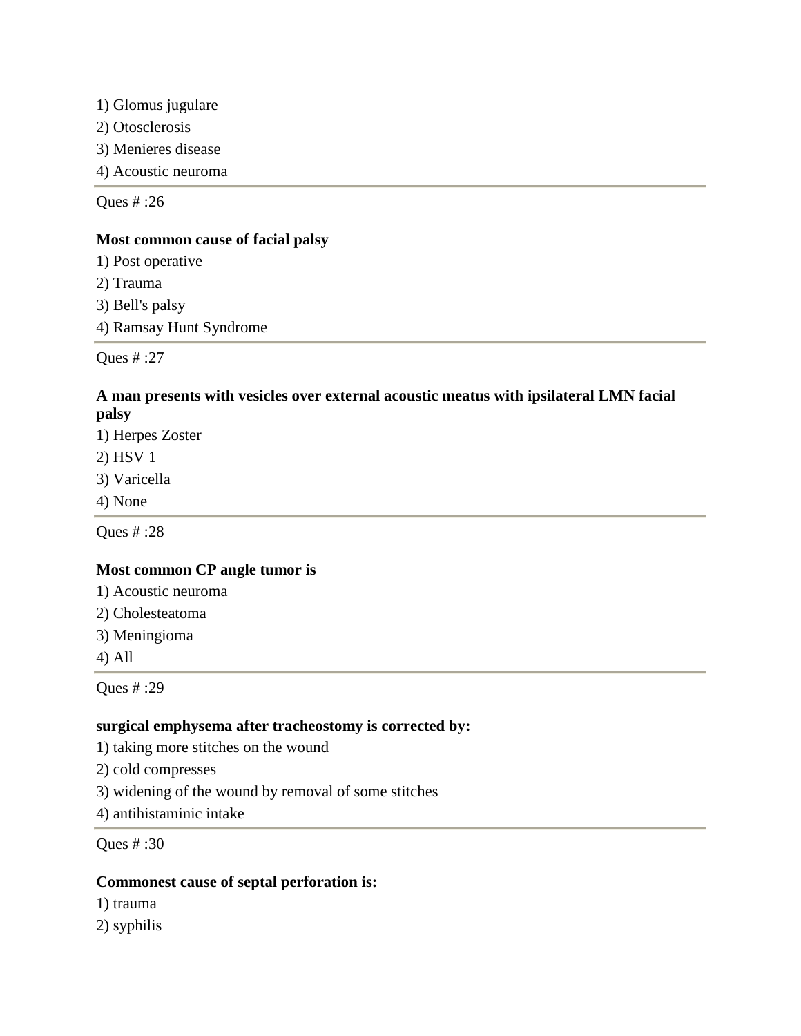1) Glomus jugulare

2) Otosclerosis

3) Menieres disease

4) Acoustic neuroma

---

Ques # :26

**Most common cause of facial palsy**

1) Post operative

2) Trauma

3) Bell's palsy

4) Ramsay Hunt Syndrome

---

Ques # :27

**A man presents with vesicles over external acoustic meatus with ipsilateral LMN facial palsy**

1) Herpes Zoster

2) HSV 1

3) Varicella

4) None

---

Ques # :28

**Most common CP angle tumor is**

1) Acoustic neuroma

2) Cholesteatoma

3) Meningioma

4) All

---

Ques # :29

**surgical emphysema after tracheostomy is corrected by:**

1) taking more stitches on the wound

2) cold compresses

3) widening of the wound by removal of some stitches

4) antihistaminic intake

---

Ques # :30

**Commonest cause of septal perforation is:**

1) trauma

2) syphilis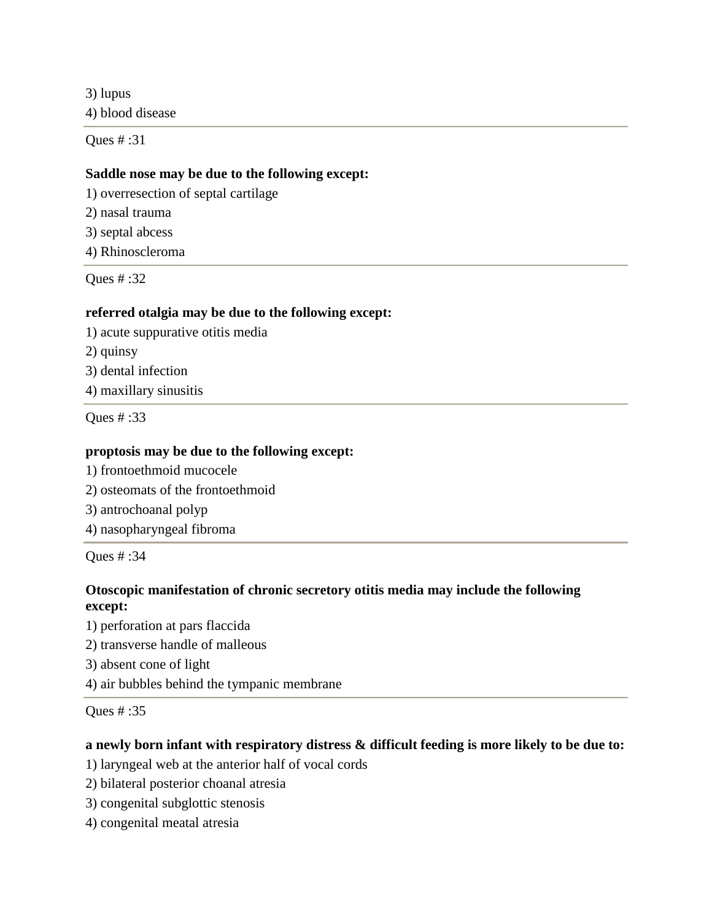3) lupus
4) blood disease

---

Ques # :31

**Saddle nose may be due to the following except:**

1) overresection of septal cartilage
2) nasal trauma
3) septal abcess
4) Rhinoscleroma

---

Ques # :32

**referred otalgia may be due to the following except:**

1) acute suppurative otitis media
2) quinsy
3) dental infection
4) maxillary sinusitis

---

Ques # :33

**proptosis may be due to the following except:**

1) frontoethmoid mucocele
2) osteomats of the frontoethmoid
3) antrochoanal polyp
4) nasopharyngeal fibroma

---

Ques # :34

**Otoscopic manifestation of chronic secretory otitis media may include the following except:**

1) perforation at pars flaccida
2) transverse handle of malleous
3) absent cone of light
4) air bubbles behind the tympanic membrane

---

Ques # :35

**a newly born infant with respiratory distress & difficult feeding is more likely to be due to:**

1) laryngeal web at the anterior half of vocal cords
2) bilateral posterior choanal atresia
3) congenital subglottic stenosis
4) congenital meatal atresia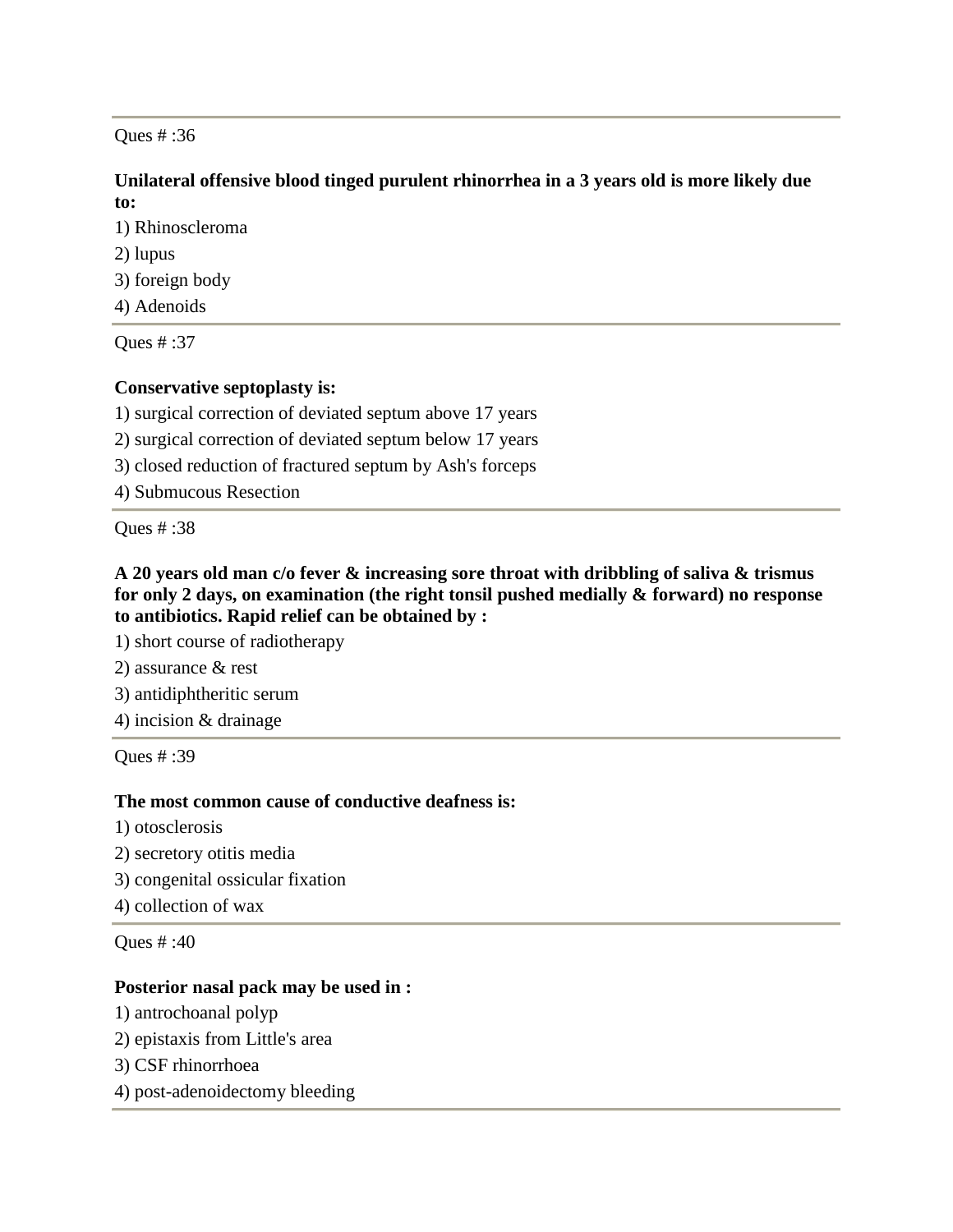Ques # :36

**Unilateral offensive blood tinged purulent rhinorrhea in a 3 years old is more likely due to:**

1) Rhinoscleroma
2) lupus
3) foreign body
4) Adenoids

Ques # :37

**Conservative septoplasty is:**

1) surgical correction of deviated septum above 17 years
2) surgical correction of deviated septum below 17 years
3) closed reduction of fractured septum by Ash's forceps
4) Submucous Resection

Ques # :38

**A 20 years old man c/o fever & increasing sore throat with dribbling of saliva & trismus for only 2 days, on examination (the right tonsil pushed medially & forward) no response to antibiotics. Rapid relief can be obtained by :**

1) short course of radiotherapy
2) assurance & rest
3) antidiphtheritic serum
4) incision & drainage

Ques # :39

**The most common cause of conductive deafness is:**

1) otosclerosis
2) secretory otitis media
3) congenital ossicular fixation
4) collection of wax

Ques # :40

**Posterior nasal pack may be used in :**

1) antrochoanal polyp
2) epistaxis from Little's area
3) CSF rhinorrhoea
4) post-adenoidectomy bleeding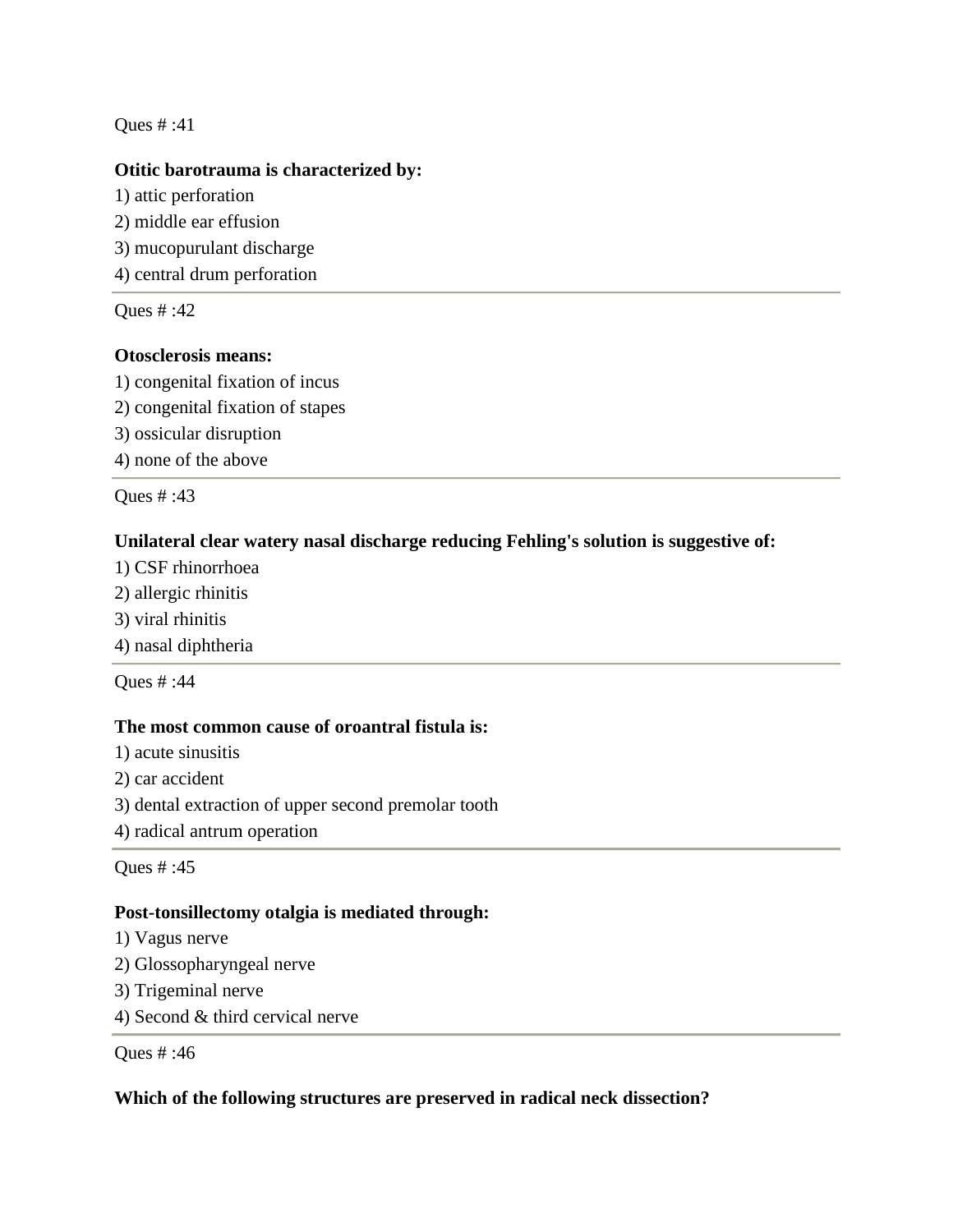Ques # :41

**Otitic barotrauma is characterized by:**

1) attic perforation
2) middle ear effusion
3) mucopurulant discharge
4) central drum perforation

---

Ques # :42

**Otosclerosis means:**

1) congenital fixation of incus
2) congenital fixation of stapes
3) ossicular disruption
4) none of the above

---

Ques # :43

**Unilateral clear watery nasal discharge reducing Fehling's solution is suggestive of:**

1) CSF rhinorrhoea
2) allergic rhinitis
3) viral rhinitis
4) nasal diphtheria

---

Ques # :44

**The most common cause of oroantral fistula is:**

1) acute sinusitis
2) car accident
3) dental extraction of upper second premolar tooth
4) radical antrum operation

---

Ques # :45

**Post-tonsillectomy otalgia is mediated through:**

1) Vagus nerve
2) Glossopharyngeal nerve
3) Trigeminal nerve
4) Second & third cervical nerve

---

Ques # :46

**Which of the following structures are preserved in radical neck dissection?**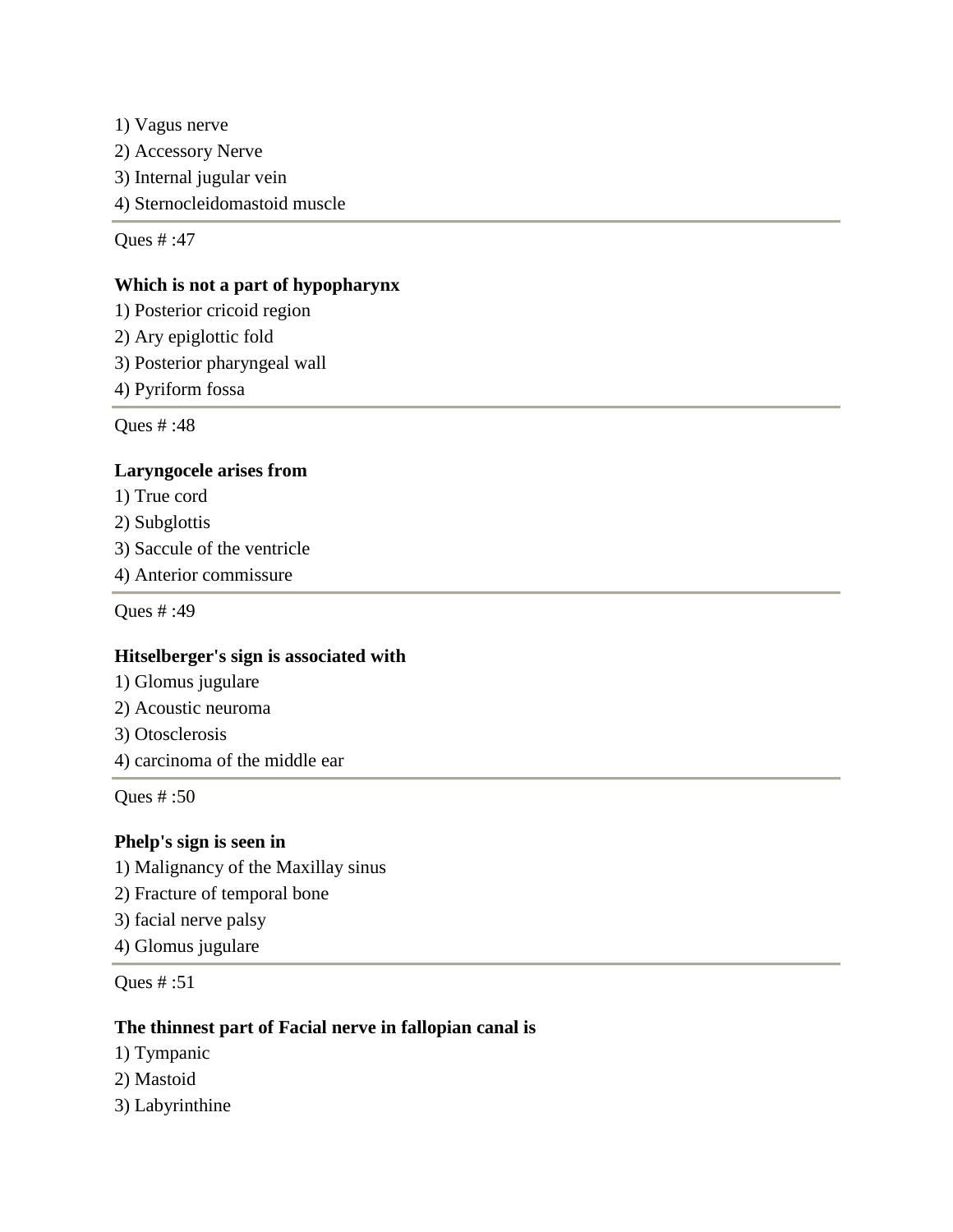1) Vagus nerve
2) Accessory Nerve
3) Internal jugular vein
4) Sternocleidomastoid muscle

---

Ques # :47

**Which is not a part of hypopharynx**

1) Posterior cricoid region
2) Ary epiglottic fold
3) Posterior pharyngeal wall
4) Pyriform fossa

---

Ques # :48

**Laryngocele arises from**

1) True cord
2) Subglottis
3) Saccule of the ventricle
4) Anterior commissure

---

Ques # :49

**Hitselberger's sign is associated with**

1) Glomus jugulare
2) Acoustic neuroma
3) Otosclerosis
4) carcinoma of the middle ear

---

Ques # :50

**Phelp's sign is seen in**

1) Malignancy of the Maxillay sinus
2) Fracture of temporal bone
3) facial nerve palsy
4) Glomus jugulare

---

Ques # :51

**The thinnest part of Facial nerve in fallopian canal is**

1) Tympanic
2) Mastoid
3) Labyrinthine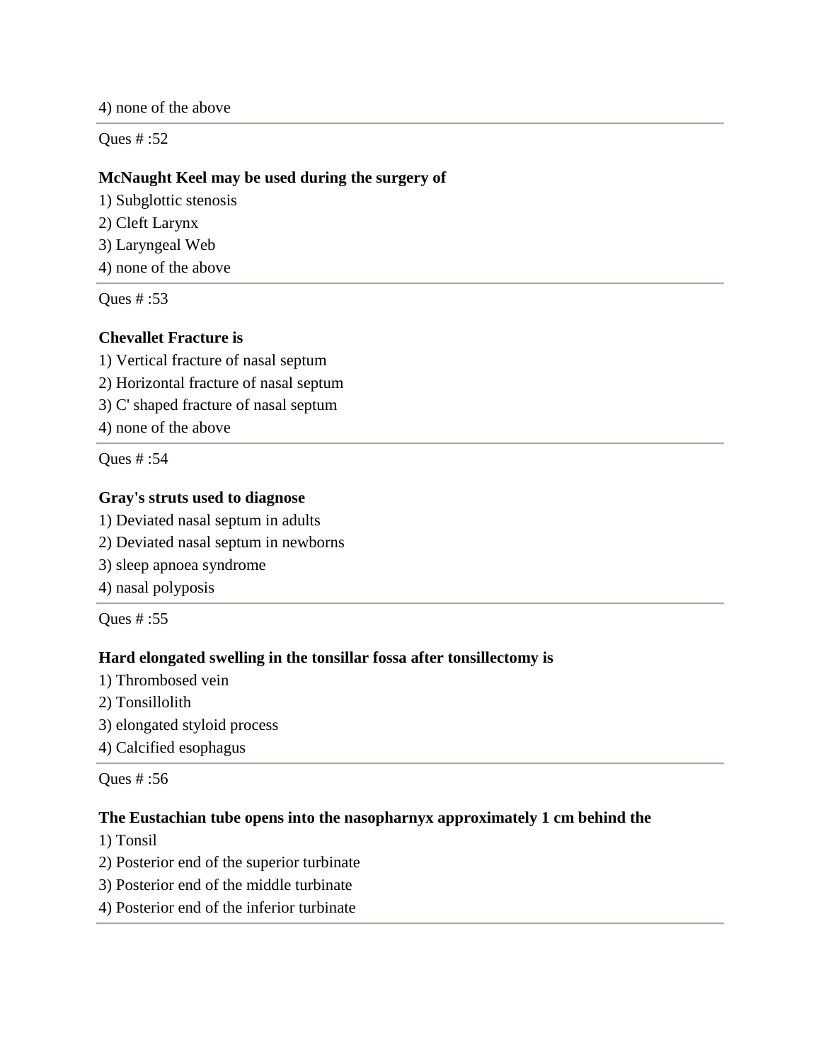4) none of the above

---

Ques # :52

**McNaught Keel may be used during the surgery of**

1) Subglottic stenosis
2) Cleft Larynx
3) Laryngeal Web
4) none of the above

---

Ques # :53

**Chevallet Fracture is**

1) Vertical fracture of nasal septum
2) Horizontal fracture of nasal septum
3) C' shaped fracture of nasal septum
4) none of the above

---

Ques # :54

**Gray's struts used to diagnose**

1) Deviated nasal septum in adults
2) Deviated nasal septum in newborns
3) sleep apnoea syndrome
4) nasal polyposis

---

Ques # :55

**Hard elongated swelling in the tonsillar fossa after tonsillectomy is**

1) Thrombosed vein
2) Tonsillolith
3) elongated styloid process
4) Calcified esophagus

---

Ques # :56

**The Eustachian tube opens into the nasopharnyx approximately 1 cm behind the**

1) Tonsil
2) Posterior end of the superior turbinate
3) Posterior end of the middle turbinate
4) Posterior end of the inferior turbinate

---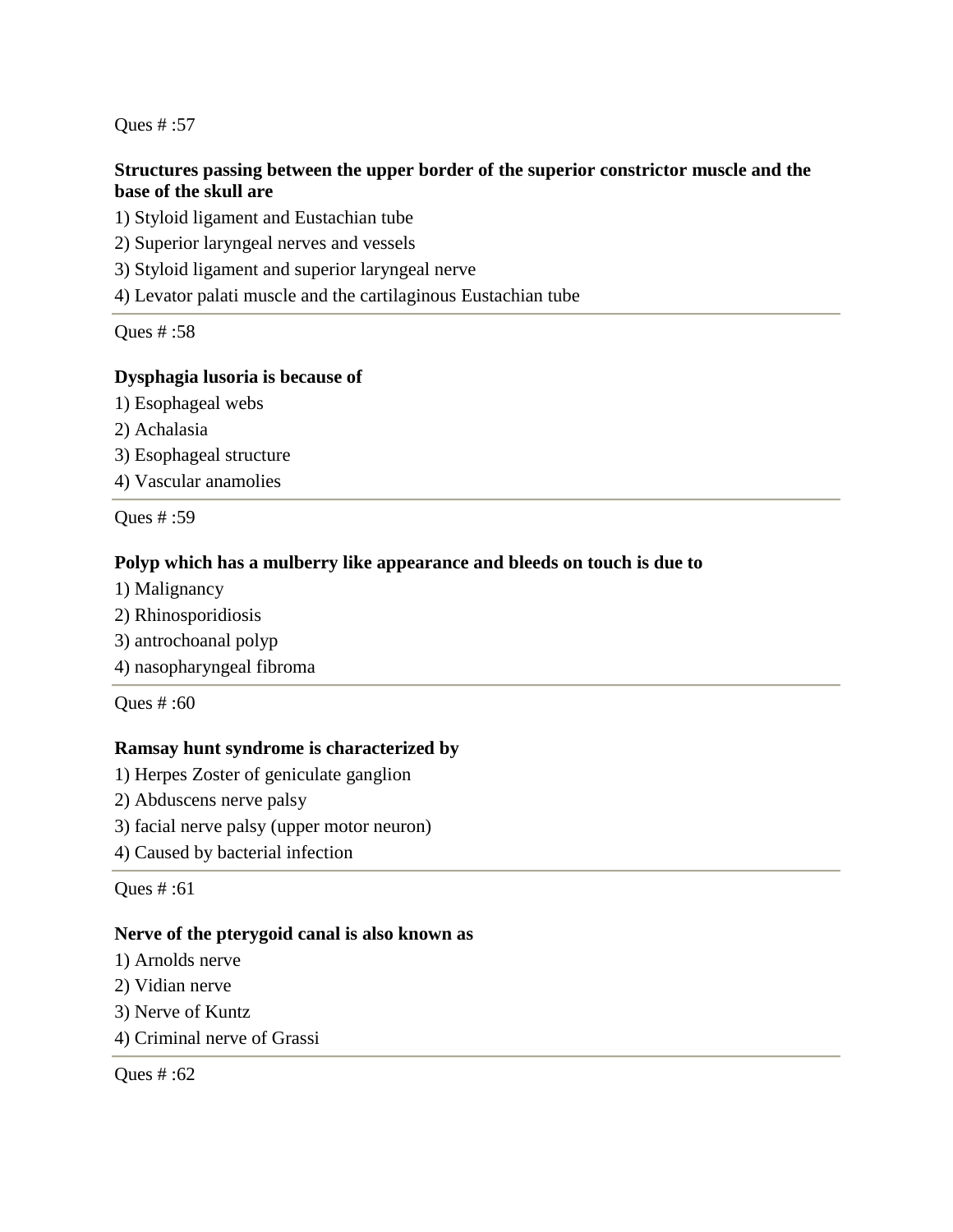Ques # :57

**Structures passing between the upper border of the superior constrictor muscle and the base of the skull are**

1) Styloid ligament and Eustachian tube
2) Superior laryngeal nerves and vessels
3) Styloid ligament and superior laryngeal nerve
4) Levator palati muscle and the cartilaginous Eustachian tube

---

Ques # :58

**Dysphagia lusoria is because of**

1) Esophageal webs
2) Achalasia
3) Esophageal structure
4) Vascular anamolies

---

Ques # :59

**Polyp which has a mulberry like appearance and bleeds on touch is due to**

1) Malignancy
2) Rhinosporidiosis
3) antrochoanal polyp
4) nasopharyngeal fibroma

---

Ques # :60

**Ramsay hunt syndrome is characterized by**

1) Herpes Zoster of geniculate ganglion
2) Abduscens nerve palsy
3) facial nerve palsy (upper motor neuron)
4) Caused by bacterial infection

---

Ques # :61

**Nerve of the pterygoid canal is also known as**

1) Arnolds nerve
2) Vidian nerve
3) Nerve of Kuntz
4) Criminal nerve of Grassi

---

Ques # :62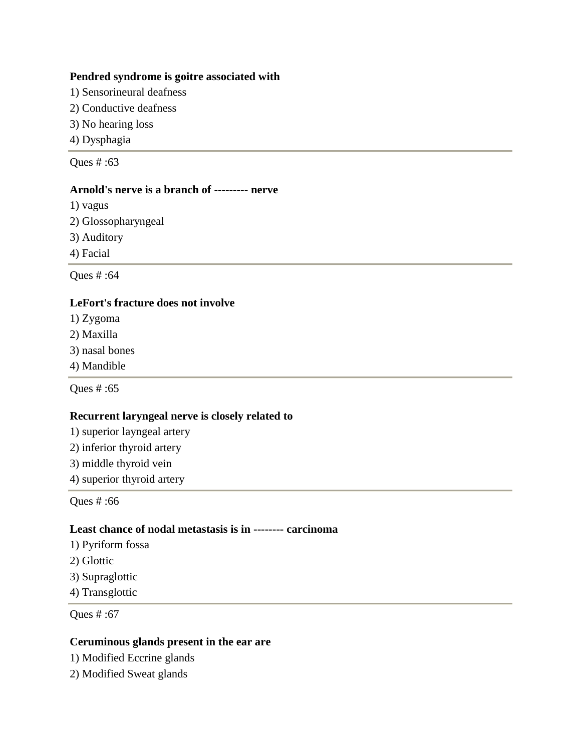**Pendred syndrome is goitre associated with**

1) Sensorineural deafness
2) Conductive deafness
3) No hearing loss
4) Dysphagia

---

Ques # :63

**Arnold's nerve is a branch of --------- nerve**

1) vagus
2) Glossopharyngeal
3) Auditory
4) Facial

---

Ques # :64

**LeFort's fracture does not involve**

1) Zygoma
2) Maxilla
3) nasal bones
4) Mandible

---

Ques # :65

**Recurrent laryngeal nerve is closely related to**

1) superior layngeal artery
2) inferior thyroid artery
3) middle thyroid vein
4) superior thyroid artery

---

Ques # :66

**Least chance of nodal metastasis is in -------- carcinoma**

1) Pyriform fossa
2) Glottic
3) Supraglottic
4) Transglottic

---

Ques # :67

**Ceruminous glands present in the ear are**

1) Modified Eccrine glands
2) Modified Sweat glands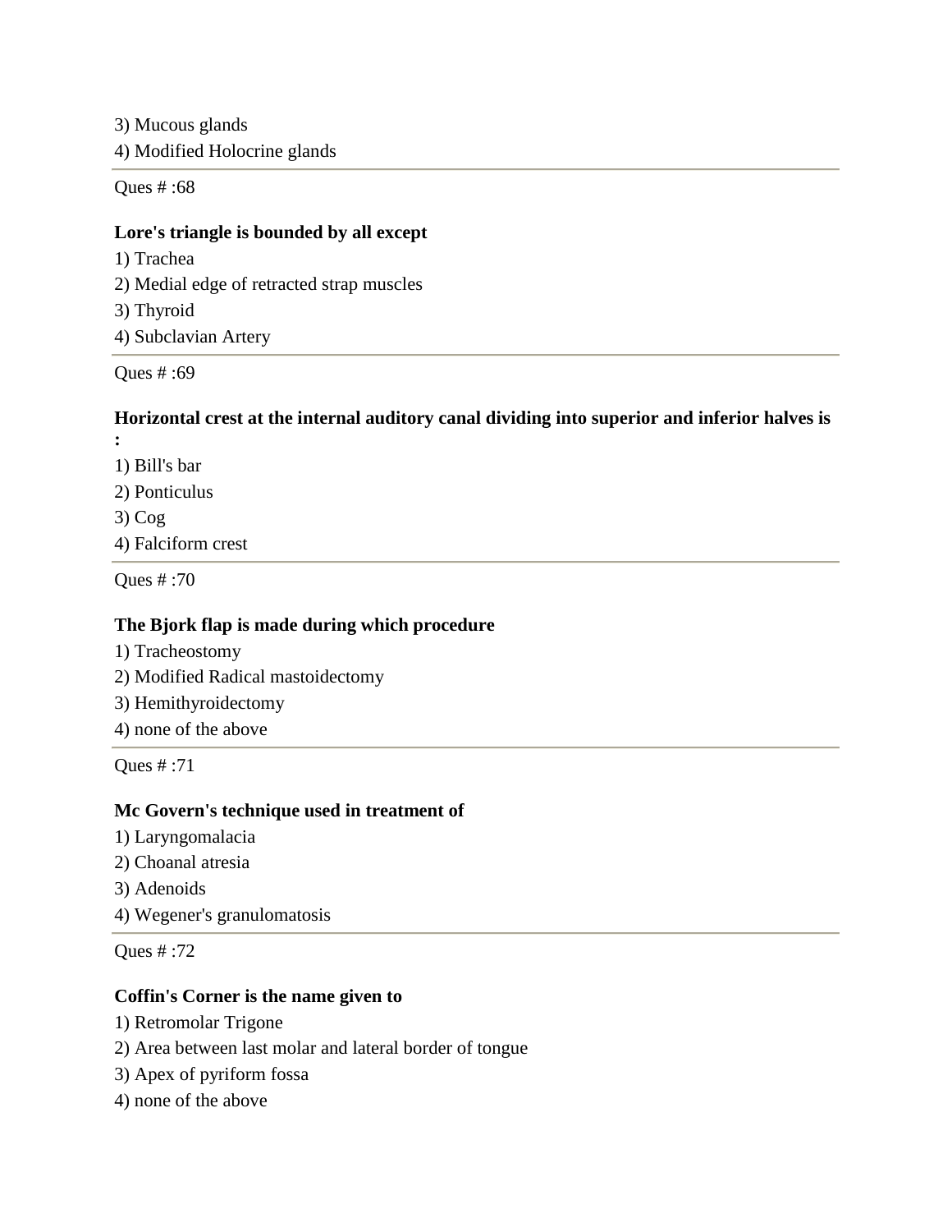3) Mucous glands
4) Modified Holocrine glands

---

Ques # :68

**Lore's triangle is bounded by all except**

1) Trachea
2) Medial edge of retracted strap muscles
3) Thyroid
4) Subclavian Artery

---

Ques # :69

**Horizontal crest at the internal auditory canal dividing into superior and inferior halves is :**

1) Bill's bar
2) Ponticulus
3) Cog
4) Falciform crest

---

Ques # :70

**The Bjork flap is made during which procedure**

1) Tracheostomy
2) Modified Radical mastoidectomy
3) Hemithyroidectomy
4) none of the above

---

Ques # :71

**Mc Govern's technique used in treatment of**

1) Laryngomalacia
2) Choanal atresia
3) Adenoids
4) Wegener's granulomatosis

---

Ques # :72

**Coffin's Corner is the name given to**

1) Retromolar Trigone
2) Area between last molar and lateral border of tongue
3) Apex of pyriform fossa
4) none of the above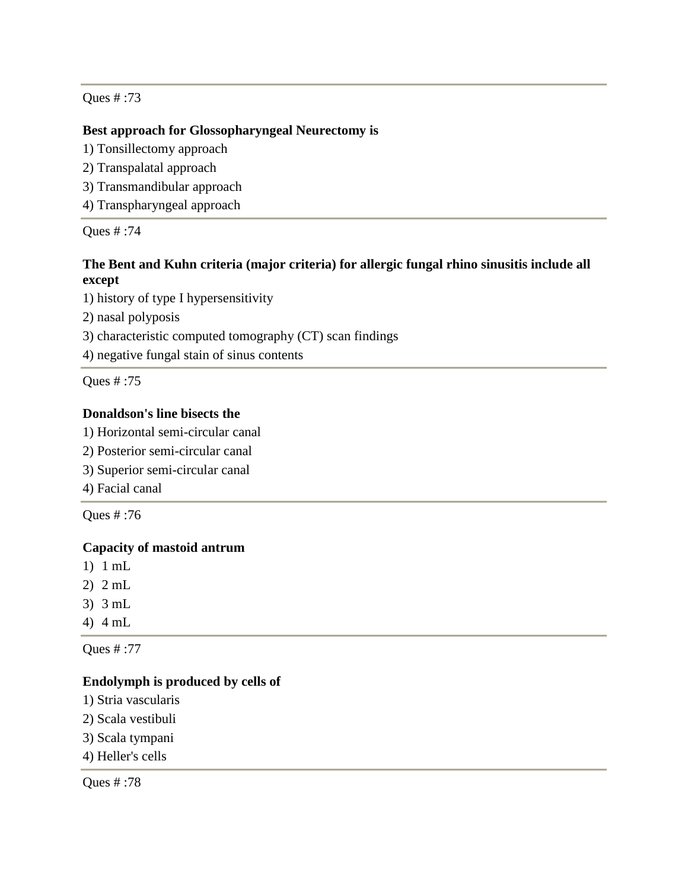Ques # :73

**Best approach for Glossopharyngeal Neurectomy is**

1) Tonsillectomy approach
2) Transpalatal approach
3) Transmandibular approach
4) Transpharyngeal approach

---

Ques # :74

**The Bent and Kuhn criteria (major criteria) for allergic fungal rhino sinusitis include all except**

1) history of type I hypersensitivity
2) nasal polyposis
3) characteristic computed tomography (CT) scan findings
4) negative fungal stain of sinus contents

---

Ques # :75

**Donaldson's line bisects the**

1) Horizontal semi-circular canal
2) Posterior semi-circular canal
3) Superior semi-circular canal
4) Facial canal

---

Ques # :76

**Capacity of mastoid antrum**

1) 1 mL
2) 2 mL
3) 3 mL
4) 4 mL

---

Ques # :77

**Endolymph is produced by cells of**

1) Stria vascularis
2) Scala vestibuli
3) Scala tympani
4) Heller's cells

---

Ques # :78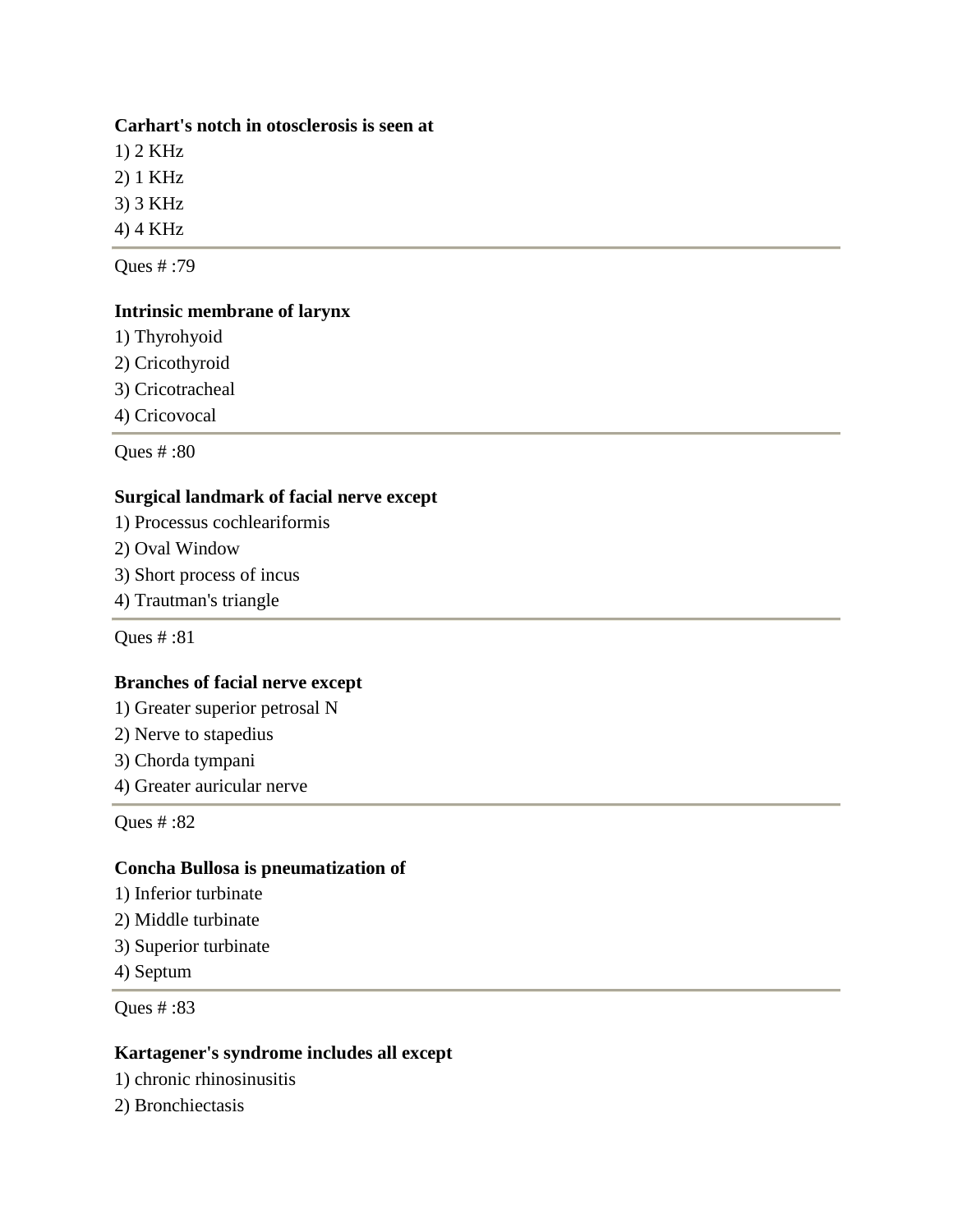**Carhart's notch in otosclerosis is seen at**

1) 2 KHz
2) 1 KHz
3) 3 KHz
4) 4 KHz

---

Ques # :79

**Intrinsic membrane of larynx**

1) Thyrohyoid
2) Cricothyroid
3) Cricotracheal
4) Cricovocal

---

Ques # :80

**Surgical landmark of facial nerve except**

1) Processus cochleariformis
2) Oval Window
3) Short process of incus
4) Trautman's triangle

---

Ques # :81

**Branches of facial nerve except**

1) Greater superior petrosal N
2) Nerve to stapedius
3) Chorda tympani
4) Greater auricular nerve

---

Ques # :82

**Concha Bullosa is pneumatization of**

1) Inferior turbinate
2) Middle turbinate
3) Superior turbinate
4) Septum

---

Ques # :83

**Kartagener's syndrome includes all except**

1) chronic rhinosinusitis
2) Bronchiectasis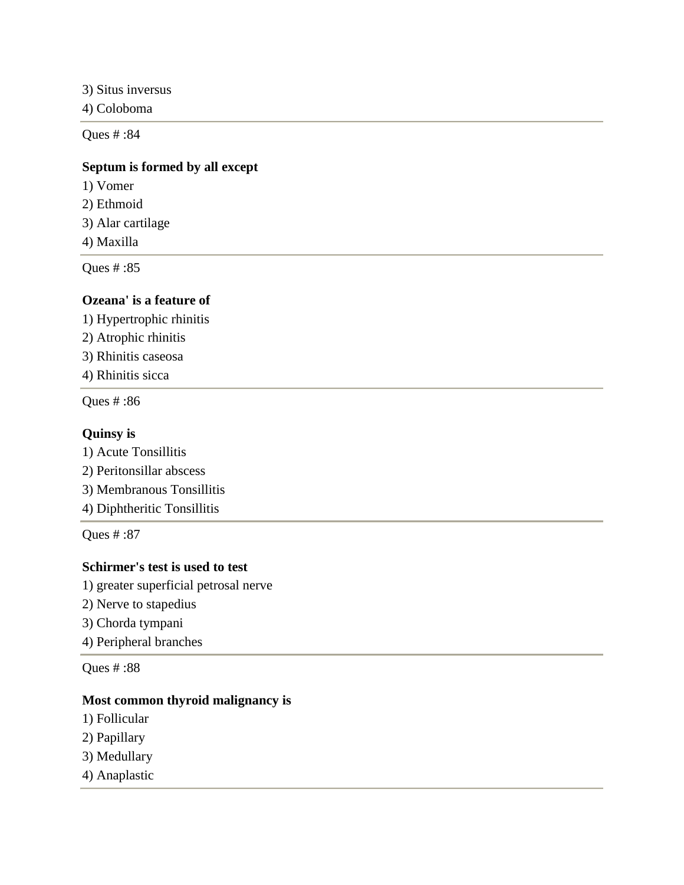3) Situs inversus
4) Coloboma

---

Ques # :84

**Septum is formed by all except**
1) Vomer
2) Ethmoid
3) Alar cartilage
4) Maxilla

---

Ques # :85

**Ozeana' is a feature of**
1) Hypertrophic rhinitis
2) Atrophic rhinitis
3) Rhinitis caseosa
4) Rhinitis sicca

---

Ques # :86

**Quinsy is**
1) Acute Tonsillitis
2) Peritonsillar abscess
3) Membranous Tonsillitis
4) Diphtheritic Tonsillitis

---

Ques # :87

**Schirmer's test is used to test**
1) greater superficial petrosal nerve
2) Nerve to stapedius
3) Chorda tympani
4) Peripheral branches

---

Ques # :88

**Most common thyroid malignancy is**
1) Follicular
2) Papillary
3) Medullary
4) Anaplastic

---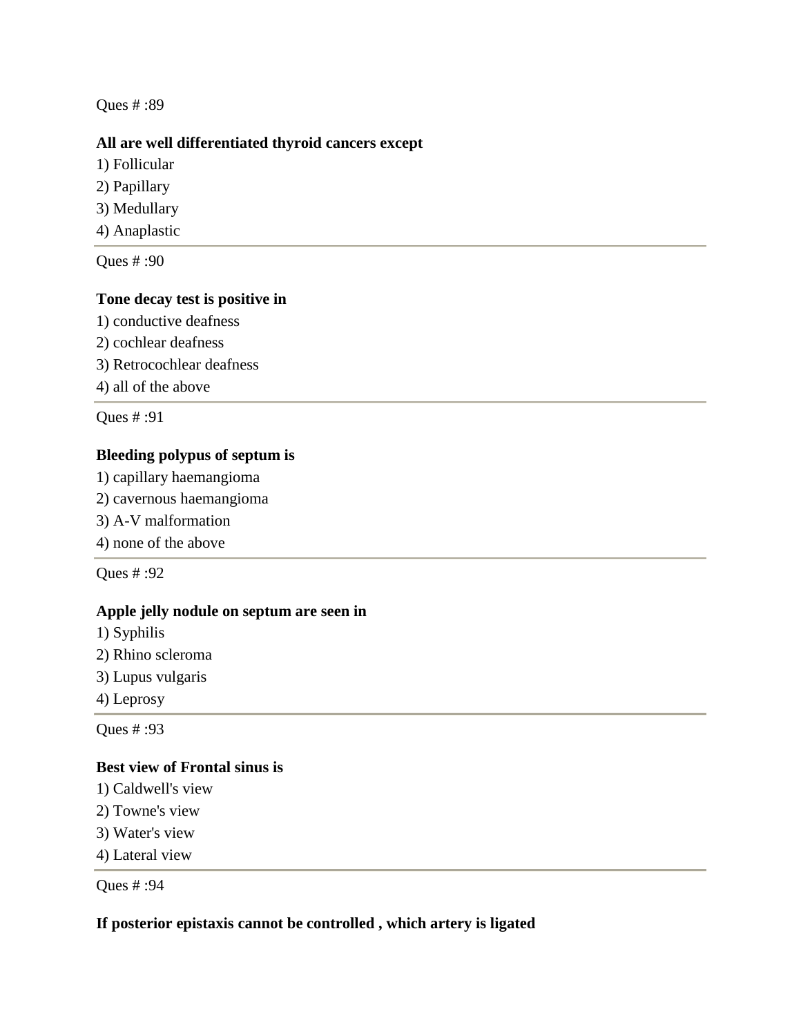Ques # :89

**All are well differentiated thyroid cancers except**

1) Follicular
2) Papillary
3) Medullary
4) Anaplastic

---

Ques # :90

**Tone decay test is positive in**

1) conductive deafness
2) cochlear deafness
3) Retrocochlear deafness
4) all of the above

---

Ques # :91

**Bleeding polypus of septum is**

1) capillary haemangioma
2) cavernous haemangioma
3) A-V malformation
4) none of the above

---

Ques # :92

**Apple jelly nodule on septum are seen in**

1) Syphilis
2) Rhino scleroma
3) Lupus vulgaris
4) Leprosy

---

Ques # :93

**Best view of Frontal sinus is**

1) Caldwell's view
2) Towne's view
3) Water's view
4) Lateral view

---

Ques # :94

**If posterior epistaxis cannot be controlled , which artery is ligated**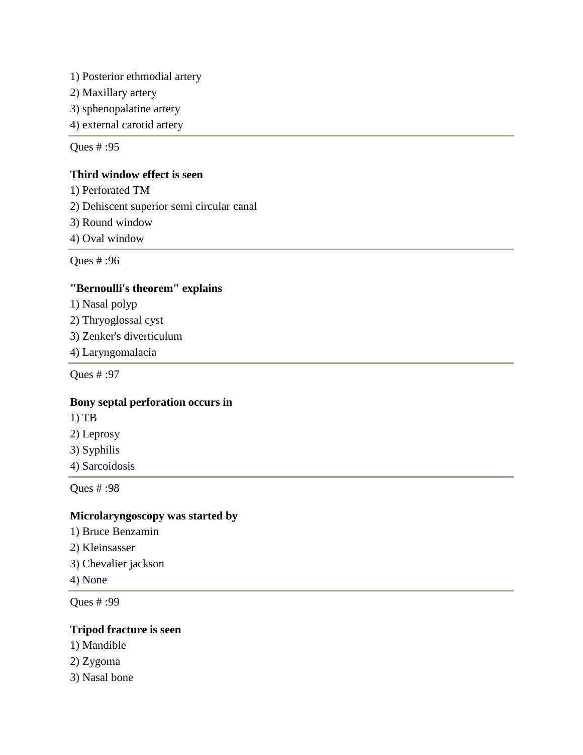1) Posterior ethmodial artery
2) Maxillary artery
3) sphenopalatine artery
4) external carotid artery

---

Ques # :95

**Third window effect is seen**

1) Perforated TM
2) Dehiscent superior semi circular canal
3) Round window
4) Oval window

---

Ques # :96

**"Bernoulli's theorem" explains**

1) Nasal polyp
2) Thryoglossal cyst
3) Zenker's diverticulum
4) Laryngomalacia

---

Ques # :97

**Bony septal perforation occurs in**

1) TB
2) Leprosy
3) Syphilis
4) Sarcoidosis

---

Ques # :98

**Microlaryngoscopy was started by**

1) Bruce Benzamin
2) Kleinsasser
3) Chevalier jackson
4) None

---

Ques # :99

**Tripod fracture is seen**

1) Mandible
2) Zygoma
3) Nasal bone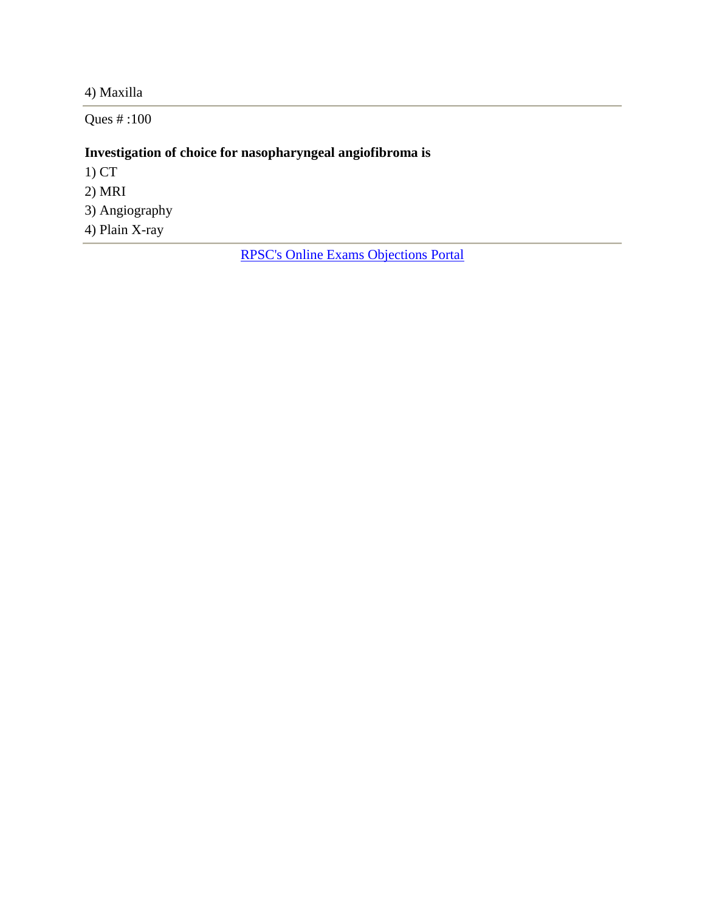4) Maxilla

---

Ques # :100

**Investigation of choice for nasopharyngeal angiofibroma is**

1) CT
2) MRI
3) Angiography
4) Plain X-ray

---

RPSC's Online Exams Objections Portal